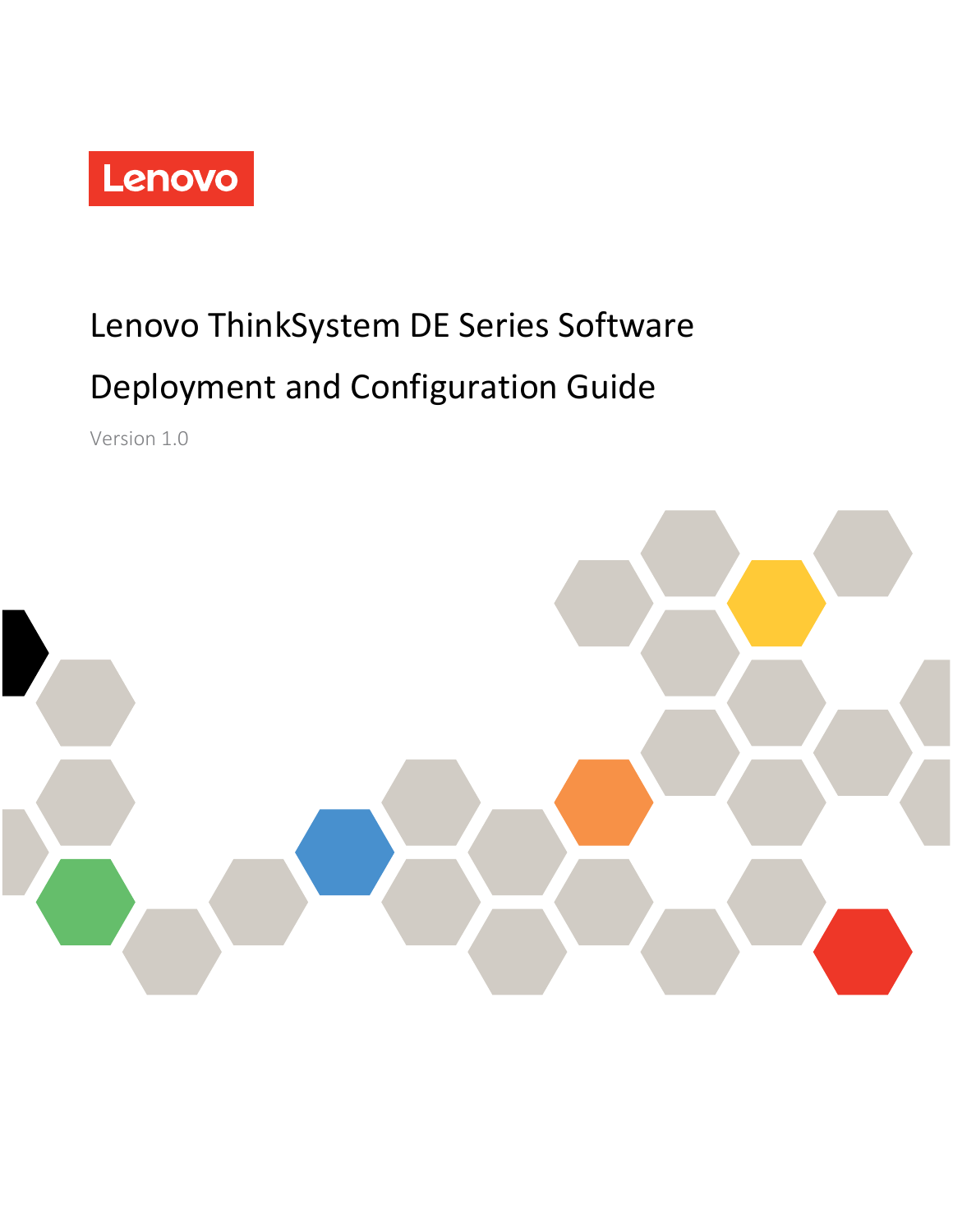Lenovo

# Lenovo ThinkSystem DE Series Software

# Deployment and Configuration Guide

Version 1.0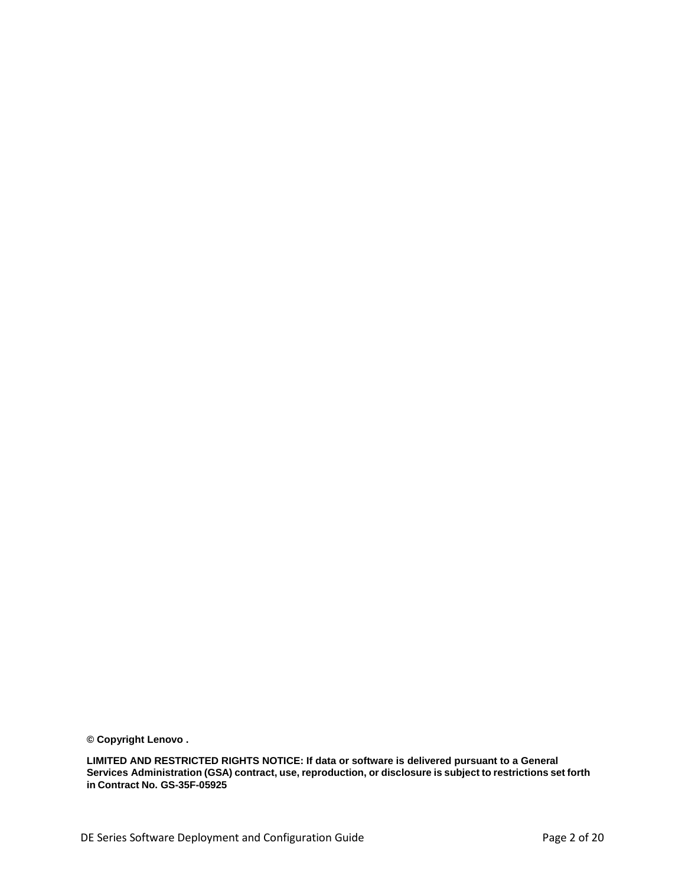**© Copyright Lenovo .**

**LIMITED AND RESTRICTED RIGHTS NOTICE: If data or software is delivered pursuant to a General Services Administration (GSA) contract, use, reproduction, or disclosure is subject to restrictions set forth in Contract No. GS-35F-05925**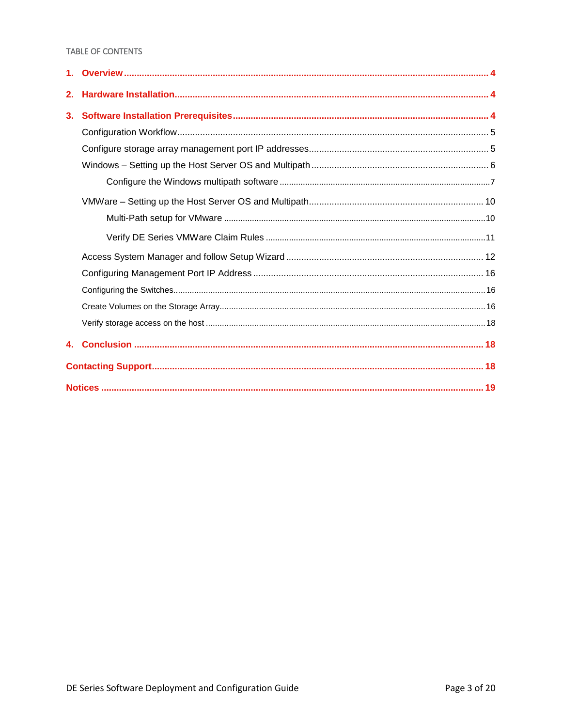TABLE OF CONTENTS

**1. Overview** .......... 4

**2. Hardware Installation** .......... 4

**3. Software Installation Prerequisites** .......... 4

- Configuration Workflow .......... 5
- Configure storage array management port IP addresses .......... 5
- Windows – Setting up the Host Server OS and Multipath .......... 6
  - Configure the Windows multipath software .......... 7
- VMWare – Setting up the Host Server OS and Multipath .......... 10
  - Multi-Path setup for VMware .......... 10
  - Verify DE Series VMWare Claim Rules .......... 11
- Access System Manager and follow Setup Wizard .......... 12
- Configuring Management Port IP Address .......... 16
- Configuring the Switches .......... 16
- Create Volumes on the Storage Array .......... 16
- Verify storage access on the host .......... 18

**4. Conclusion** .......... 18

**Contacting Support** .......... 18

**Notices** .......... 19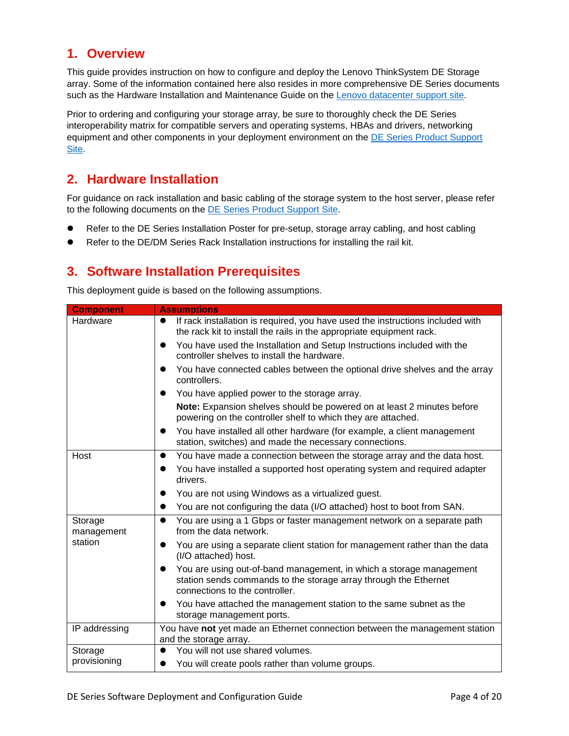# 1. Overview

This guide provides instruction on how to configure and deploy the Lenovo ThinkSystem DE Storage array. Some of the information contained here also resides in more comprehensive DE Series documents such as the Hardware Installation and Maintenance Guide on the Lenovo datacenter support site.

Prior to ordering and configuring your storage array, be sure to thoroughly check the DE Series interoperability matrix for compatible servers and operating systems, HBAs and drivers, networking equipment and other components in your deployment environment on the DE Series Product Support Site.

# 2. Hardware Installation

For guidance on rack installation and basic cabling of the storage system to the host server, please refer to the following documents on the DE Series Product Support Site.

- Refer to the DE Series Installation Poster for pre-setup, storage array cabling, and host cabling
- Refer to the DE/DM Series Rack Installation instructions for installing the rail kit.

# 3. Software Installation Prerequisites

This deployment guide is based on the following assumptions.

| Component | Assumptions |
|---|---|
| Hardware | • If rack installation is required, you have used the instructions included with the rack kit to install the rails in the appropriate equipment rack.<br>• You have used the Installation and Setup Instructions included with the controller shelves to install the hardware.<br>• You have connected cables between the optional drive shelves and the array controllers.<br>• You have applied power to the storage array.<br>**Note:** Expansion shelves should be powered on at least 2 minutes before powering on the controller shelf to which they are attached.<br>• You have installed all other hardware (for example, a client management station, switches) and made the necessary connections. |
| Host | • You have made a connection between the storage array and the data host.<br>• You have installed a supported host operating system and required adapter drivers.<br>• You are not using Windows as a virtualized guest.<br>• You are not configuring the data (I/O attached) host to boot from SAN. |
| Storage management station | • You are using a 1 Gbps or faster management network on a separate path from the data network.<br>• You are using a separate client station for management rather than the data (I/O attached) host.<br>• You are using out-of-band management, in which a storage management station sends commands to the storage array through the Ethernet connections to the controller.<br>• You have attached the management station to the same subnet as the storage management ports. |
| IP addressing | You have **not** yet made an Ethernet connection between the management station and the storage array. |
| Storage provisioning | • You will not use shared volumes.<br>• You will create pools rather than volume groups. |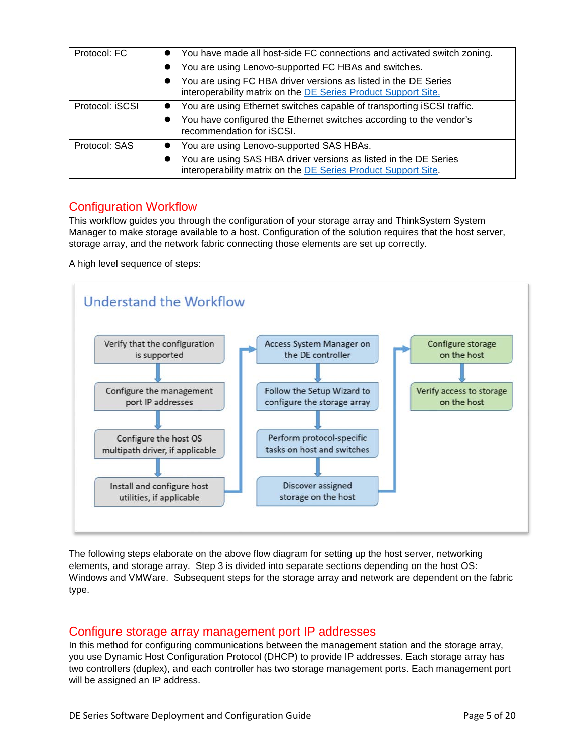| Protocol: FC | • You have made all host-side FC connections and activated switch zoning.<br>• You are using Lenovo-supported FC HBAs and switches.<br>• You are using FC HBA driver versions as listed in the DE Series interoperability matrix on the [DE Series Product Support Site.]() |
|---|---|
| Protocol: iSCSI | • You are using Ethernet switches capable of transporting iSCSI traffic.<br>• You have configured the Ethernet switches according to the vendor's recommendation for iSCSI. |
| Protocol: SAS | • You are using Lenovo-supported SAS HBAs.<br>• You are using SAS HBA driver versions as listed in the DE Series interoperability matrix on the [DE Series Product Support Site](). |

## Configuration Workflow

This workflow guides you through the configuration of your storage array and ThinkSystem System Manager to make storage available to a host. Configuration of the solution requires that the host server, storage array, and the network fabric connecting those elements are set up correctly.

A high level sequence of steps:

**Understand the Workflow**

1. Verify that the configuration is supported
2. Configure the management port IP addresses
3. Configure the host OS multipath driver, if applicable
4. Install and configure host utilities, if applicable
5. Access System Manager on the DE controller
6. Follow the Setup Wizard to configure the storage array
7. Perform protocol-specific tasks on host and switches
8. Discover assigned storage on the host
9. Configure storage on the host
10. Verify access to storage on the host

The following steps elaborate on the above flow diagram for setting up the host server, networking elements, and storage array. Step 3 is divided into separate sections depending on the host OS: Windows and VMWare. Subsequent steps for the storage array and network are dependent on the fabric type.

## Configure storage array management port IP addresses

In this method for configuring communications between the management station and the storage array, you use Dynamic Host Configuration Protocol (DHCP) to provide IP addresses. Each storage array has two controllers (duplex), and each controller has two storage management ports. Each management port will be assigned an IP address.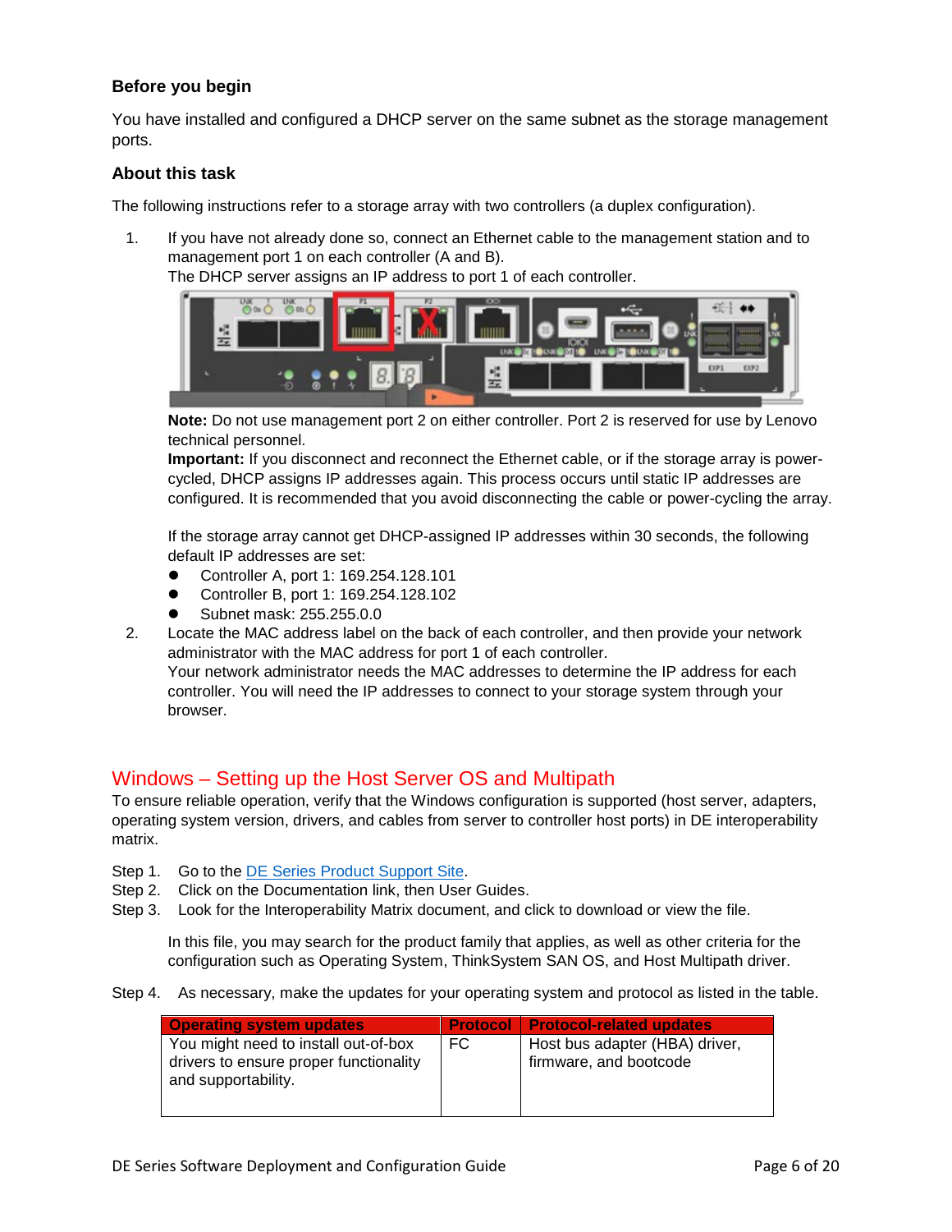### Before you begin

You have installed and configured a DHCP server on the same subnet as the storage management ports.

### About this task

The following instructions refer to a storage array with two controllers (a duplex configuration).

1. If you have not already done so, connect an Ethernet cable to the management station and to management port 1 on each controller (A and B).
   The DHCP server assigns an IP address to port 1 of each controller.

   **Note:** Do not use management port 2 on either controller. Port 2 is reserved for use by Lenovo technical personnel.
   **Important:** If you disconnect and reconnect the Ethernet cable, or if the storage array is power-cycled, DHCP assigns IP addresses again. This process occurs until static IP addresses are configured. It is recommended that you avoid disconnecting the cable or power-cycling the array.

   If the storage array cannot get DHCP-assigned IP addresses within 30 seconds, the following default IP addresses are set:
   - Controller A, port 1: 169.254.128.101
   - Controller B, port 1: 169.254.128.102
   - Subnet mask: 255.255.0.0
2. Locate the MAC address label on the back of each controller, and then provide your network administrator with the MAC address for port 1 of each controller.
   Your network administrator needs the MAC addresses to determine the IP address for each controller. You will need the IP addresses to connect to your storage system through your browser.

## Windows – Setting up the Host Server OS and Multipath

To ensure reliable operation, verify that the Windows configuration is supported (host server, adapters, operating system version, drivers, and cables from server to controller host ports) in DE interoperability matrix.

Step 1. Go to the DE Series Product Support Site.
Step 2. Click on the Documentation link, then User Guides.
Step 3. Look for the Interoperability Matrix document, and click to download or view the file.

In this file, you may search for the product family that applies, as well as other criteria for the configuration such as Operating System, ThinkSystem SAN OS, and Host Multipath driver.

Step 4. As necessary, make the updates for your operating system and protocol as listed in the table.

| Operating system updates | Protocol | Protocol-related updates |
|---|---|---|
| You might need to install out-of-box drivers to ensure proper functionality and supportability. | FC | Host bus adapter (HBA) driver, firmware, and bootcode |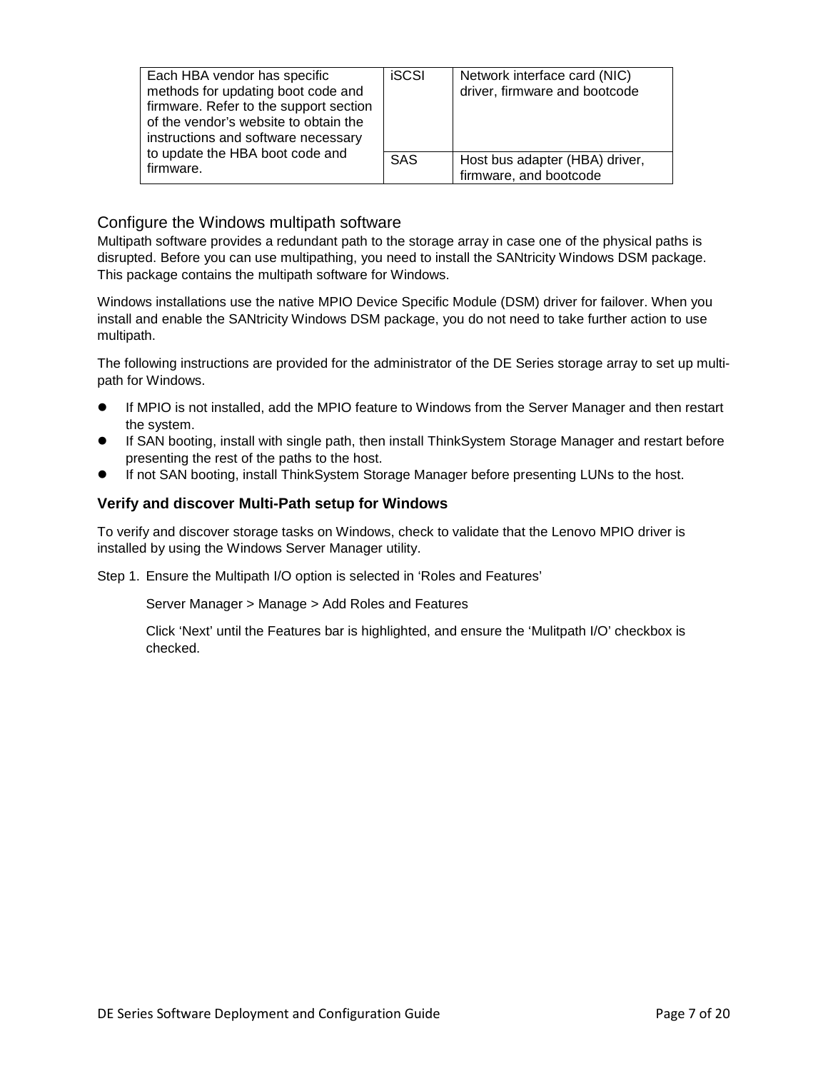| Each HBA vendor has specific methods for updating boot code and firmware. Refer to the support section of the vendor's website to obtain the instructions and software necessary to update the HBA boot code and firmware. | iSCSI | Network interface card (NIC) driver, firmware and bootcode |
|---|---|---|
| | SAS | Host bus adapter (HBA) driver, firmware, and bootcode |

## Configure the Windows multipath software

Multipath software provides a redundant path to the storage array in case one of the physical paths is disrupted. Before you can use multipathing, you need to install the SANtricity Windows DSM package. This package contains the multipath software for Windows.

Windows installations use the native MPIO Device Specific Module (DSM) driver for failover. When you install and enable the SANtricity Windows DSM package, you do not need to take further action to use multipath.

The following instructions are provided for the administrator of the DE Series storage array to set up multi-path for Windows.

- If MPIO is not installed, add the MPIO feature to Windows from the Server Manager and then restart the system.
- If SAN booting, install with single path, then install ThinkSystem Storage Manager and restart before presenting the rest of the paths to the host.
- If not SAN booting, install ThinkSystem Storage Manager before presenting LUNs to the host.

### Verify and discover Multi-Path setup for Windows

To verify and discover storage tasks on Windows, check to validate that the Lenovo MPIO driver is installed by using the Windows Server Manager utility.

Step 1. Ensure the Multipath I/O option is selected in 'Roles and Features'

Server Manager > Manage > Add Roles and Features

Click 'Next' until the Features bar is highlighted, and ensure the 'Mulitpath I/O' checkbox is checked.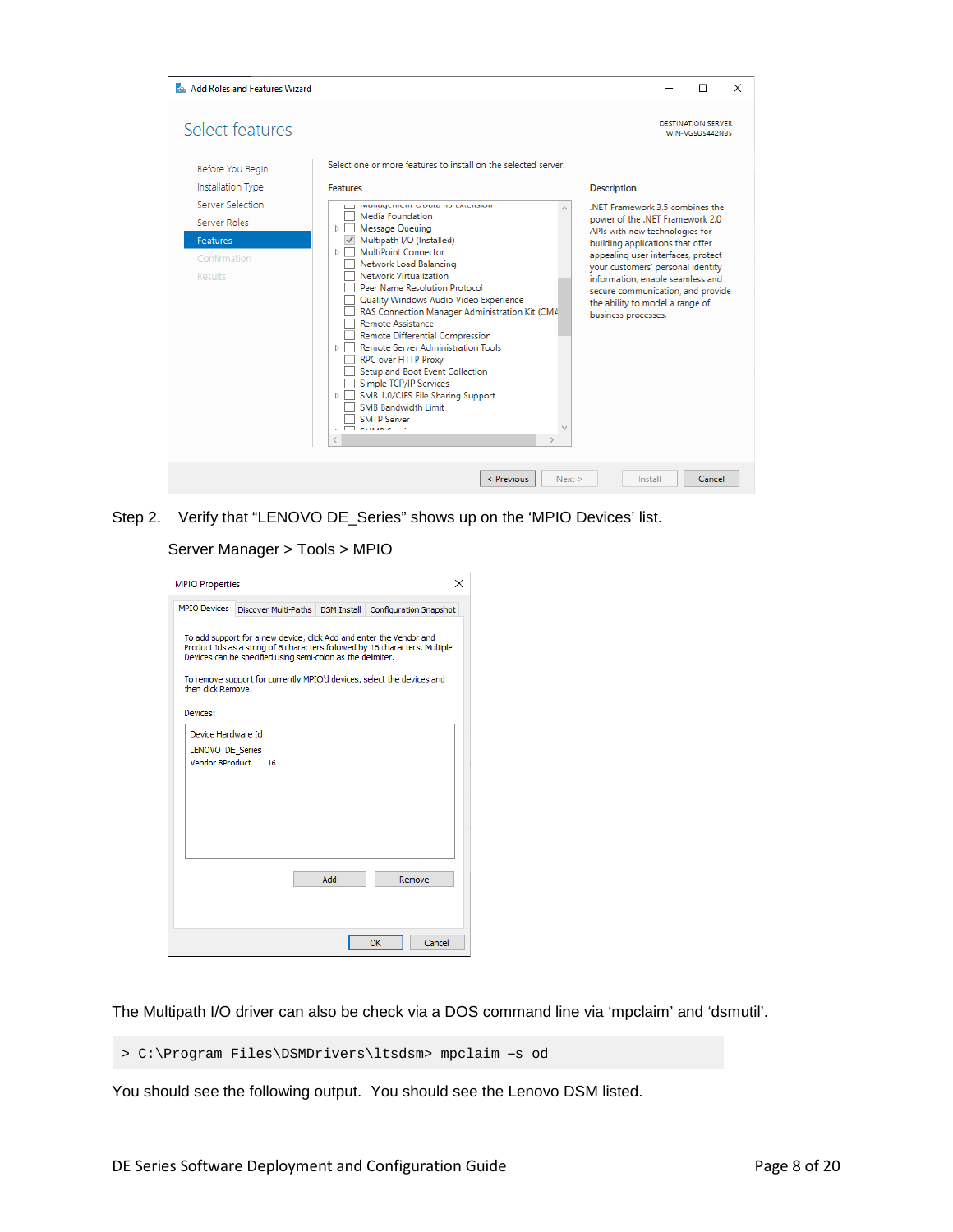Step 2. Verify that “LENOVO DE_Series” shows up on the ‘MPIO Devices’ list.

Server Manager > Tools > MPIO

The Multipath I/O driver can also be check via a DOS command line via ‘mpclaim’ and ‘dsmutil’.

```
> C:\Program Files\DSMDrivers\ltsdsm> mpclaim –s od
```

You should see the following output. You should see the Lenovo DSM listed.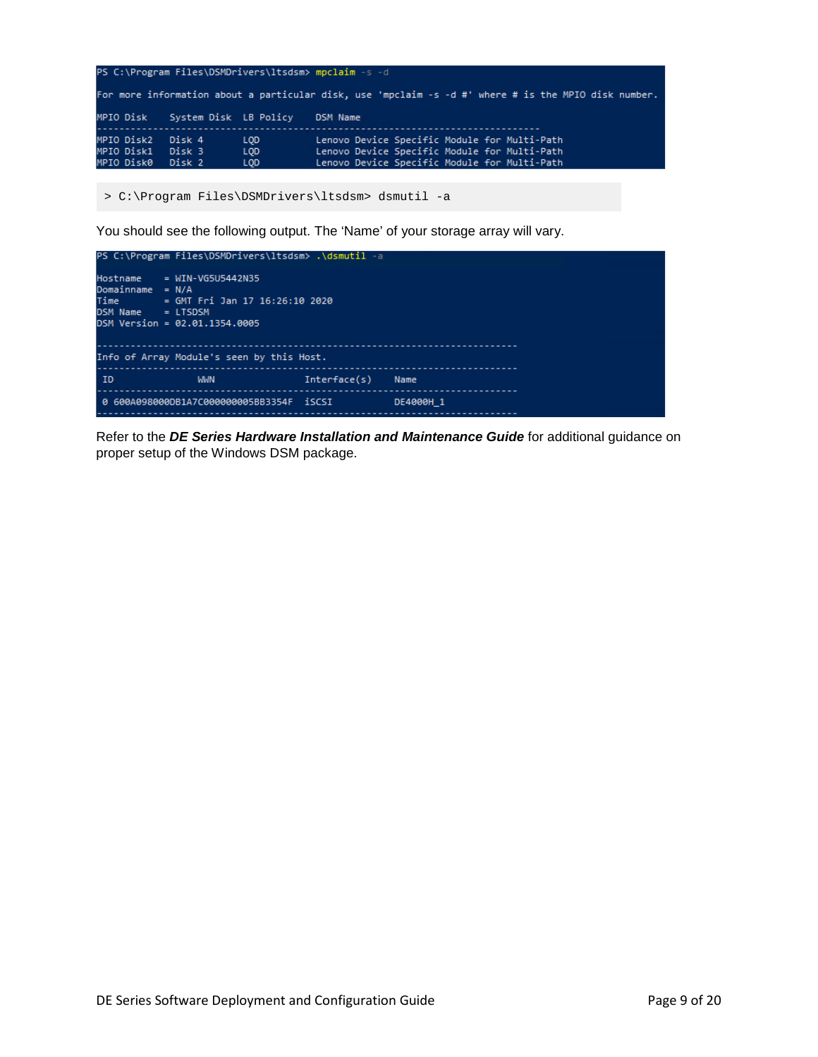```
PS C:\Program Files\DSMDrivers\ltsdsm> mpclaim -s -d

For more information about a particular disk, use 'mpclaim -s -d #' where # is the MPIO disk number.

MPIO Disk    System Disk  LB Policy    DSM Name
-------------------------------------------------------------------------------
MPIO Disk2   Disk 4       LQD          Lenovo Device Specific Module for Multi-Path
MPIO Disk1   Disk 3       LQD          Lenovo Device Specific Module for Multi-Path
MPIO Disk0   Disk 2       LQD          Lenovo Device Specific Module for Multi-Path
```

```
> C:\Program Files\DSMDrivers\ltsdsm> dsmutil -a
```

You should see the following output. The 'Name' of your storage array will vary.

```
PS C:\Program Files\DSMDrivers\ltsdsm> .\dsmutil -a

Hostname    = WIN-VG5U5442N35
Domainname  = N/A
Time        = GMT Fri Jan 17 16:26:10 2020
DSM Name    = LTSDSM
DSM Version = 02.01.1354.0005

----------------------------------------------------------------------------
Info of Array Module's seen by this Host.
----------------------------------------------------------------------------
 ID               WWN                  Interface(s)     Name
----------------------------------------------------------------------------
 0 600A098000DB1A7C000000005BB3354F  iSCSI            DE4000H_1
----------------------------------------------------------------------------
```

Refer to the ***DE Series Hardware Installation and Maintenance Guide*** for additional guidance on proper setup of the Windows DSM package.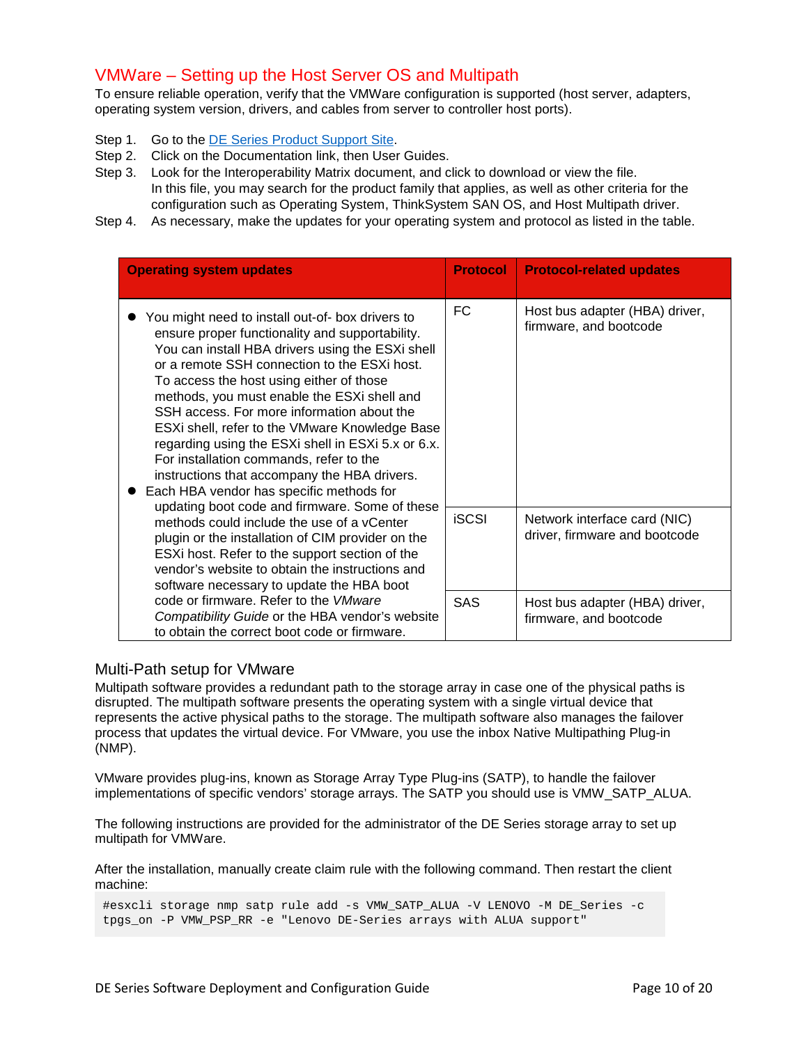## VMWare – Setting up the Host Server OS and Multipath

To ensure reliable operation, verify that the VMWare configuration is supported (host server, adapters, operating system version, drivers, and cables from server to controller host ports).

Step 1. Go to the DE Series Product Support Site.

Step 2. Click on the Documentation link, then User Guides.

Step 3. Look for the Interoperability Matrix document, and click to download or view the file. In this file, you may search for the product family that applies, as well as other criteria for the configuration such as Operating System, ThinkSystem SAN OS, and Host Multipath driver.

Step 4. As necessary, make the updates for your operating system and protocol as listed in the table.

| Operating system updates | Protocol | Protocol-related updates |
|---|---|---|
| • You might need to install out-of- box drivers to ensure proper functionality and supportability. You can install HBA drivers using the ESXi shell or a remote SSH connection to the ESXi host. To access the host using either of those methods, you must enable the ESXi shell and SSH access. For more information about the ESXi shell, refer to the VMware Knowledge Base regarding using the ESXi shell in ESXi 5.x or 6.x. For installation commands, refer to the instructions that accompany the HBA drivers.<br>• Each HBA vendor has specific methods for updating boot code and firmware. Some of these methods could include the use of a vCenter plugin or the installation of CIM provider on the ESXi host. Refer to the support section of the vendor's website to obtain the instructions and software necessary to update the HBA boot code or firmware. Refer to the *VMware Compatibility Guide* or the HBA vendor's website to obtain the correct boot code or firmware. | FC | Host bus adapter (HBA) driver, firmware, and bootcode |
| | iSCSI | Network interface card (NIC) driver, firmware and bootcode |
| | SAS | Host bus adapter (HBA) driver, firmware, and bootcode |

### Multi-Path setup for VMware

Multipath software provides a redundant path to the storage array in case one of the physical paths is disrupted. The multipath software presents the operating system with a single virtual device that represents the active physical paths to the storage. The multipath software also manages the failover process that updates the virtual device. For VMware, you use the inbox Native Multipathing Plug-in (NMP).

VMware provides plug-ins, known as Storage Array Type Plug-ins (SATP), to handle the failover implementations of specific vendors' storage arrays. The SATP you should use is VMW_SATP_ALUA.

The following instructions are provided for the administrator of the DE Series storage array to set up multipath for VMWare.

After the installation, manually create claim rule with the following command. Then restart the client machine:

```
#esxcli storage nmp satp rule add -s VMW_SATP_ALUA -V LENOVO -M DE_Series -c
tpgs_on -P VMW_PSP_RR -e "Lenovo DE-Series arrays with ALUA support"
```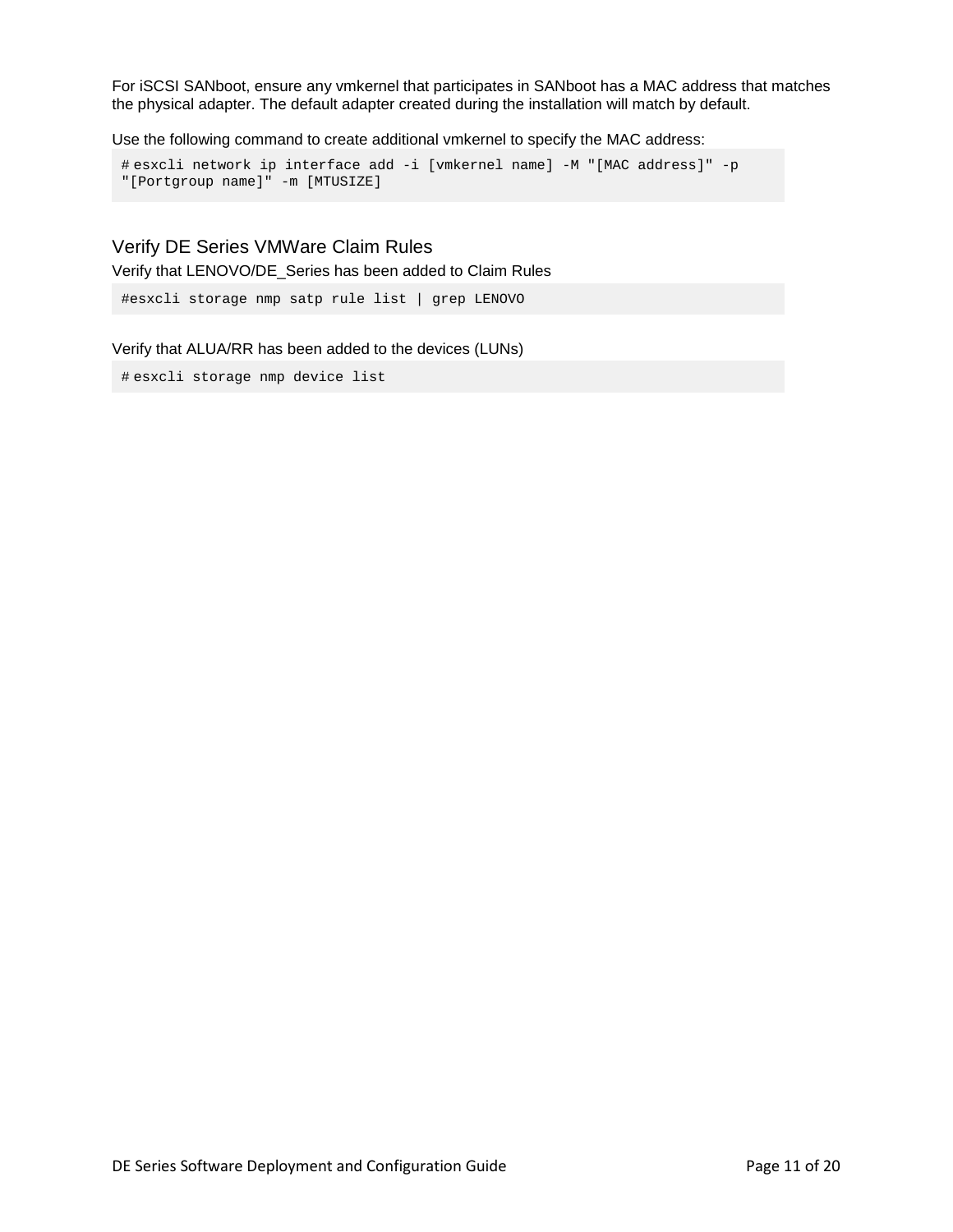For iSCSI SANboot, ensure any vmkernel that participates in SANboot has a MAC address that matches the physical adapter. The default adapter created during the installation will match by default.

Use the following command to create additional vmkernel to specify the MAC address:

```
# esxcli network ip interface add -i [vmkernel name] -M "[MAC address]" -p
"[Portgroup name]" -m [MTUSIZE]
```

## Verify DE Series VMWare Claim Rules

Verify that LENOVO/DE_Series has been added to Claim Rules

```
#esxcli storage nmp satp rule list | grep LENOVO
```

Verify that ALUA/RR has been added to the devices (LUNs)

```
# esxcli storage nmp device list
```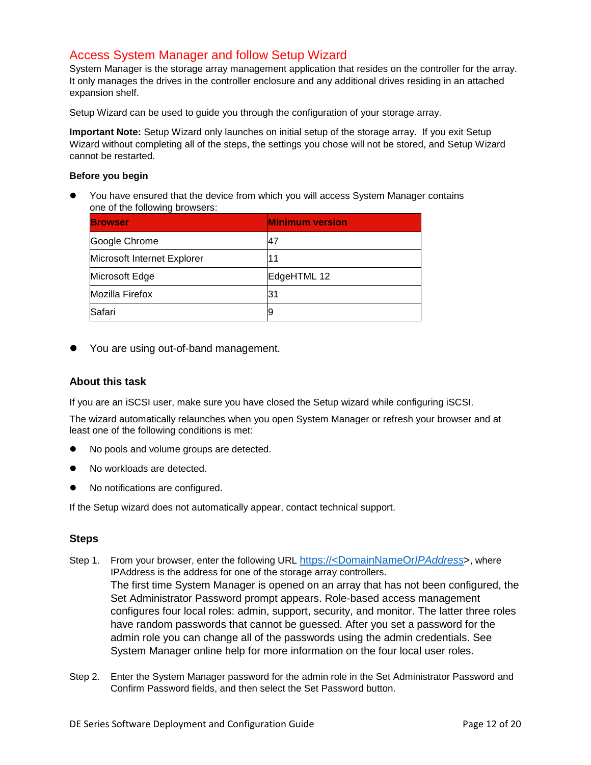## Access System Manager and follow Setup Wizard

System Manager is the storage array management application that resides on the controller for the array. It only manages the drives in the controller enclosure and any additional drives residing in an attached expansion shelf.

Setup Wizard can be used to guide you through the configuration of your storage array.

**Important Note:** Setup Wizard only launches on initial setup of the storage array. If you exit Setup Wizard without completing all of the steps, the settings you chose will not be stored, and Setup Wizard cannot be restarted.

**Before you begin**

- You have ensured that the device from which you will access System Manager contains one of the following browsers:

| Browser | Minimum version |
|---|---|
| Google Chrome | 47 |
| Microsoft Internet Explorer | 11 |
| Microsoft Edge | EdgeHTML 12 |
| Mozilla Firefox | 31 |
| Safari | 9 |

- You are using out-of-band management.

### About this task

If you are an iSCSI user, make sure you have closed the Setup wizard while configuring iSCSI.

The wizard automatically relaunches when you open System Manager or refresh your browser and at least one of the following conditions is met:

- No pools and volume groups are detected.
- No workloads are detected.
- No notifications are configured.

If the Setup wizard does not automatically appear, contact technical support.

### Steps

Step 1. From your browser, enter the following URL https://<DomainNameOr*IPAddress*>, where IPAddress is the address for one of the storage array controllers.
The first time System Manager is opened on an array that has not been configured, the Set Administrator Password prompt appears. Role-based access management configures four local roles: admin, support, security, and monitor. The latter three roles have random passwords that cannot be guessed. After you set a password for the admin role you can change all of the passwords using the admin credentials. See System Manager online help for more information on the four local user roles.

Step 2. Enter the System Manager password for the admin role in the Set Administrator Password and Confirm Password fields, and then select the Set Password button.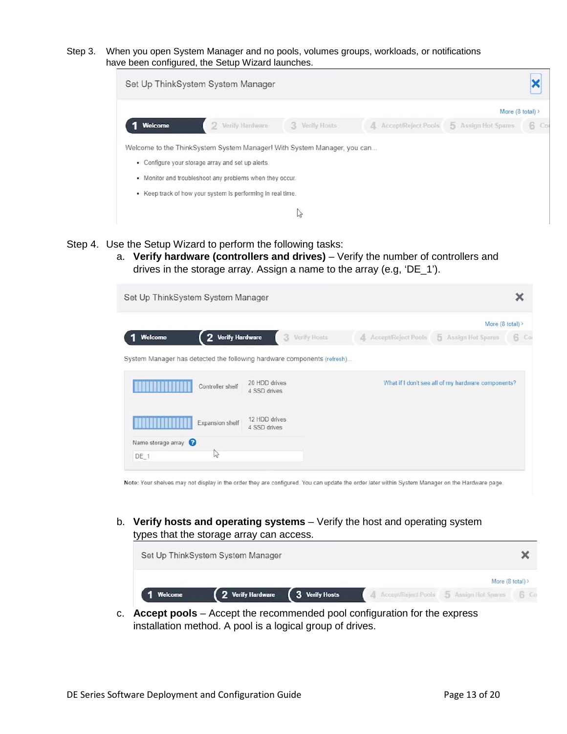Step 3. When you open System Manager and no pools, volumes groups, workloads, or notifications have been configured, the Setup Wizard launches.

Step 4. Use the Setup Wizard to perform the following tasks:

a. **Verify hardware (controllers and drives)** – Verify the number of controllers and drives in the storage array. Assign a name to the array (e.g, 'DE_1').

b. **Verify hosts and operating systems** – Verify the host and operating system types that the storage array can access.

c. **Accept pools** – Accept the recommended pool configuration for the express installation method. A pool is a logical group of drives.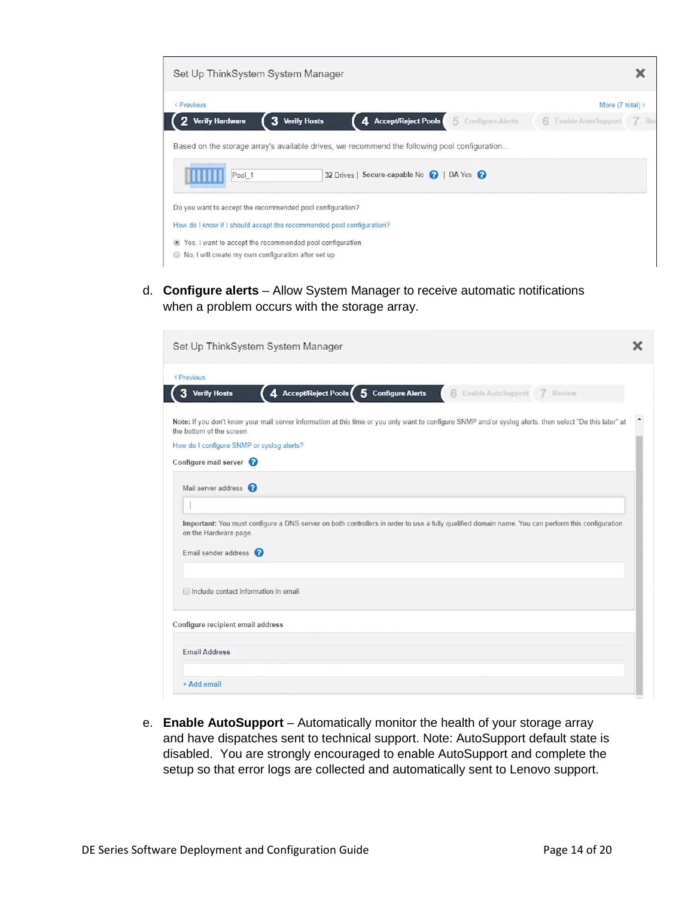Set Up ThinkSystem System Manager

‹ Previous | More (7 total) ›

2 Verify Hardware | 3 Verify Hosts | 4 Accept/Reject Pools | 5 Configure Alerts | 6 Enable AutoSupport | 7 Re

Based on the storage array's available drives, we recommend the following pool configuration...

Pool_1 | 32 Drives | Secure-capable No | DA Yes

Do you want to accept the recommended pool configuration?

How do I know if I should accept the recommended pool configuration?

- Yes, I want to accept the recommended pool configuration
- No, I will create my own configuration after set up

d. **Configure alerts** – Allow System Manager to receive automatic notifications when a problem occurs with the storage array.

Set Up ThinkSystem System Manager

‹ Previous

3 Verify Hosts | 4 Accept/Reject Pools | 5 Configure Alerts | 6 Enable AutoSupport | 7 Review

**Note:** If you don't know your mail server information at this time or you only want to configure SNMP and/or syslog alerts, then select "Do this later" at the bottom of the screen.

How do I configure SNMP or syslog alerts?

Configure mail server

Mail server address

**Important:** You must configure a DNS server on both controllers in order to use a fully qualified domain name. You can perform this configuration on the Hardware page.

Email sender address

Include contact information in email

Configure recipient email address

Email Address

+ Add email

e. **Enable AutoSupport** – Automatically monitor the health of your storage array and have dispatches sent to technical support. Note: AutoSupport default state is disabled. You are strongly encouraged to enable AutoSupport and complete the setup so that error logs are collected and automatically sent to Lenovo support.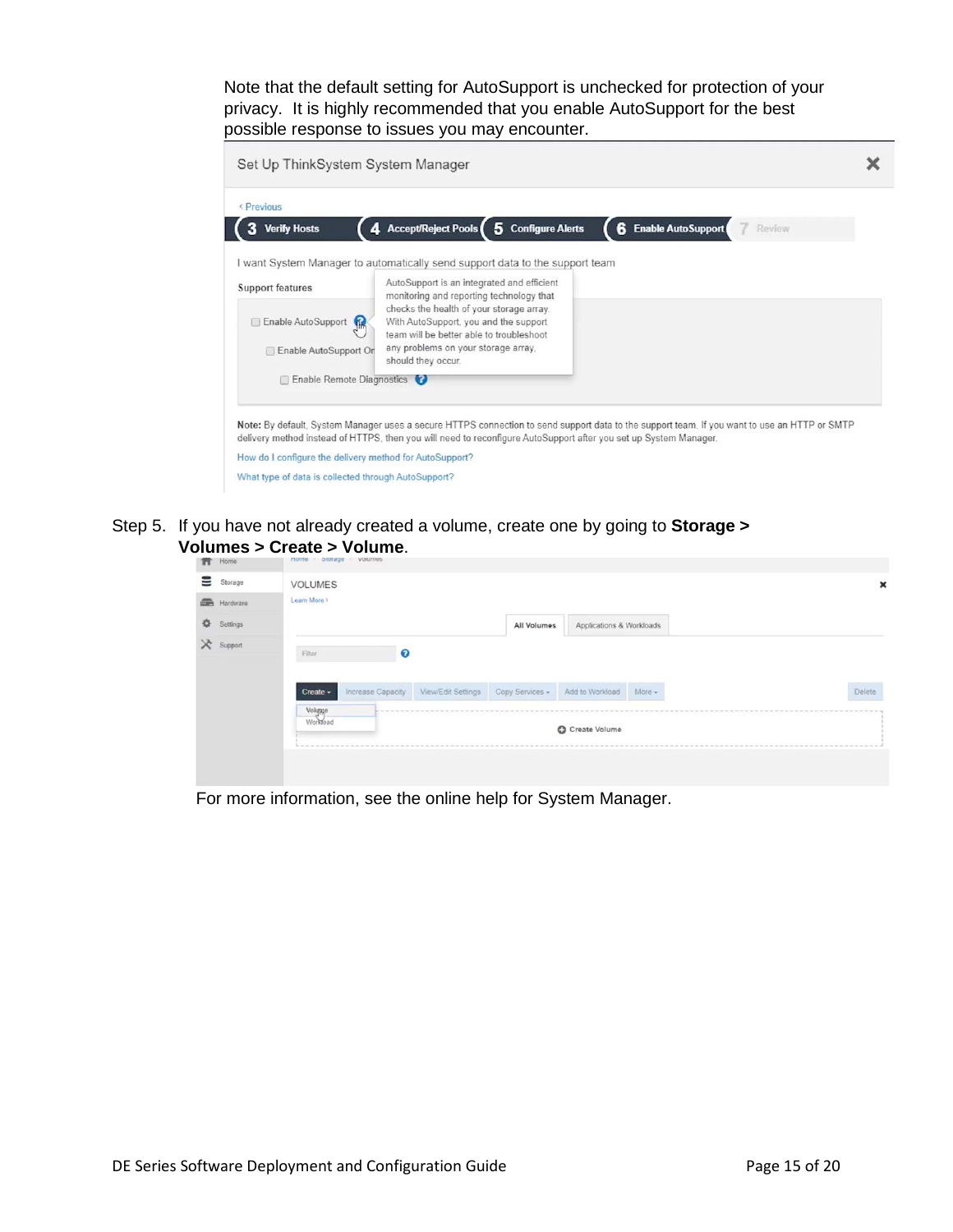Note that the default setting for AutoSupport is unchecked for protection of your privacy. It is highly recommended that you enable AutoSupport for the best possible response to issues you may encounter.

Step 5. If you have not already created a volume, create one by going to **Storage > Volumes > Create > Volume**.

For more information, see the online help for System Manager.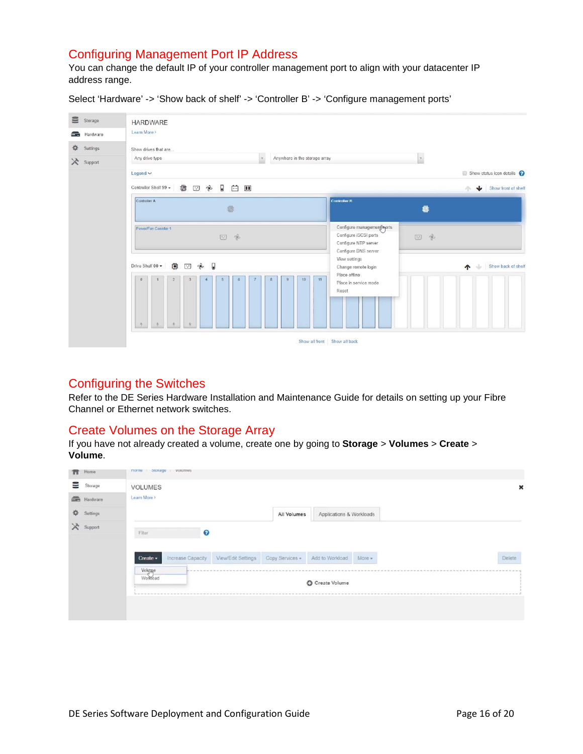## Configuring Management Port IP Address

You can change the default IP of your controller management port to align with your datacenter IP address range.

Select 'Hardware' -> 'Show back of shelf' -> 'Controller B' -> 'Configure management ports'

## Configuring the Switches

Refer to the DE Series Hardware Installation and Maintenance Guide for details on setting up your Fibre Channel or Ethernet network switches.

## Create Volumes on the Storage Array

If you have not already created a volume, create one by going to **Storage** > **Volumes** > **Create** > **Volume**.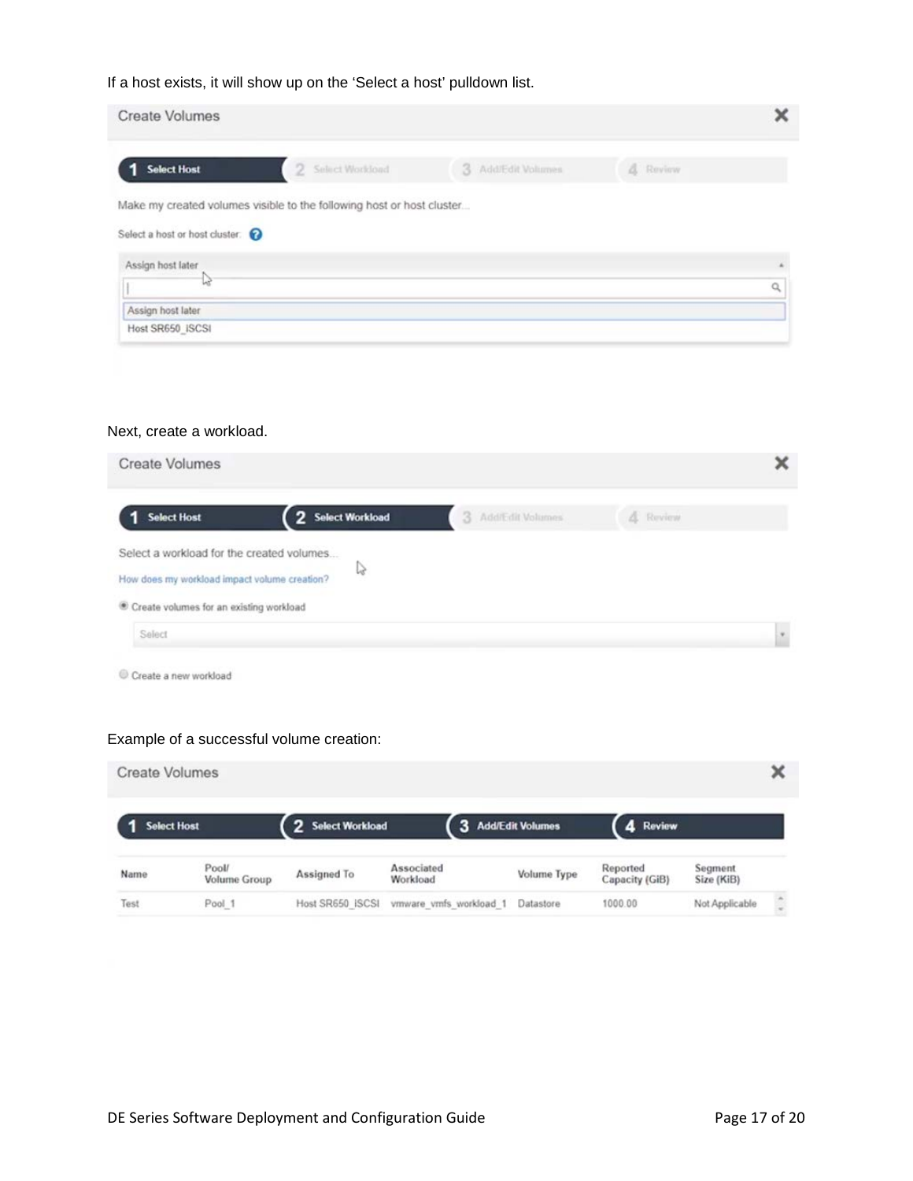If a host exists, it will show up on the 'Select a host' pulldown list.

Create Volumes

1 Select Host | 2 Select Workload | 3 Add/Edit Volumes | 4 Review

Make my created volumes visible to the following host or host cluster...

Select a host or host cluster:

Assign host later

Assign host later
Host SR650_iSCSI

Next, create a workload.

Create Volumes

1 Select Host | 2 Select Workload | 3 Add/Edit Volumes | 4 Review

Select a workload for the created volumes...

How does my workload impact volume creation?

Create volumes for an existing workload

Select

Create a new workload

Example of a successful volume creation:

Create Volumes

1 Select Host | 2 Select Workload | 3 Add/Edit Volumes | 4 Review

| Name | Pool/ Volume Group | Assigned To | Associated Workload | Volume Type | Reported Capacity (GiB) | Segment Size (KiB) |
|---|---|---|---|---|---|---|
| Test | Pool_1 | Host SR650_iSCSI | vmware_vmfs_workload_1 | Datastore | 1000.00 | Not Applicable |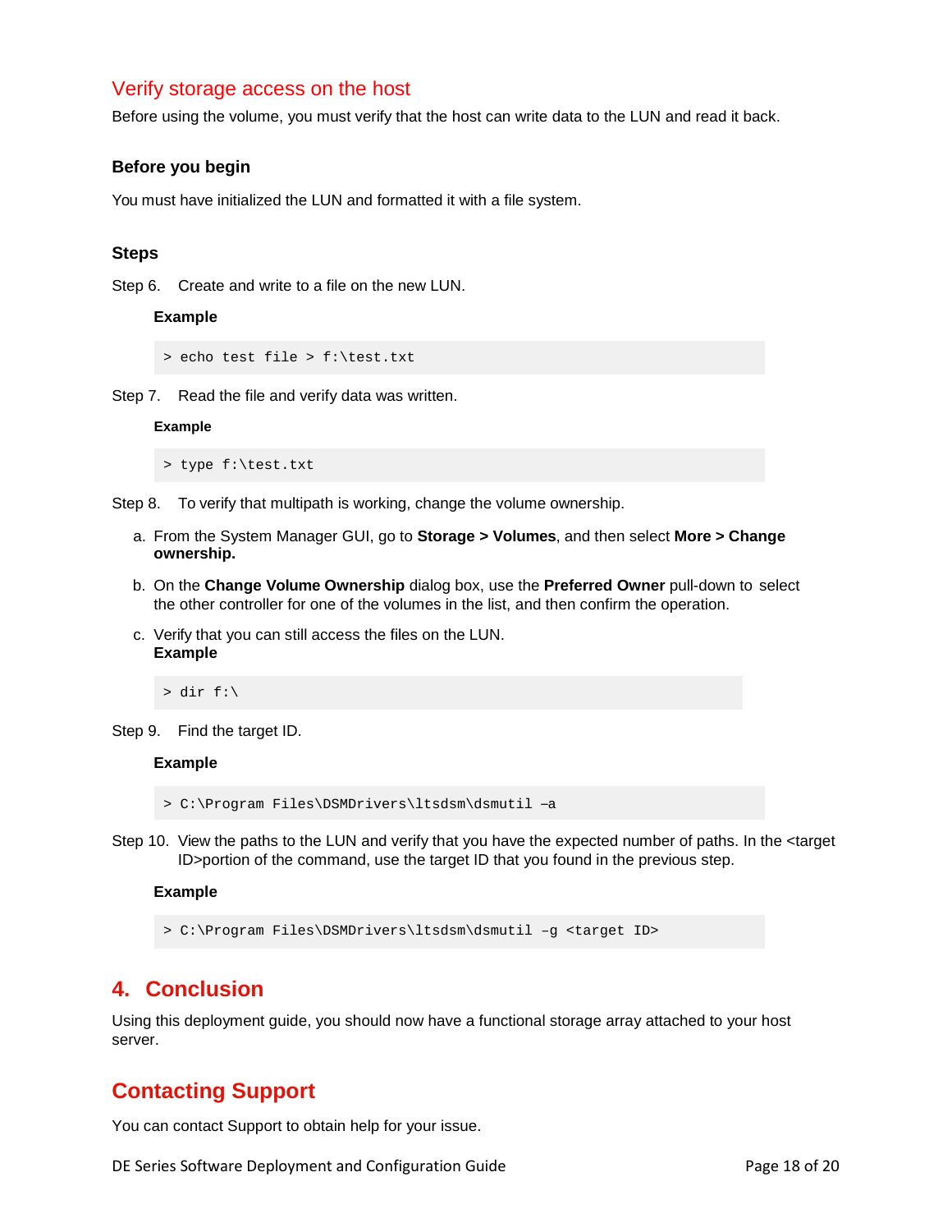## Verify storage access on the host

Before using the volume, you must verify that the host can write data to the LUN and read it back.

### Before you begin

You must have initialized the LUN and formatted it with a file system.

### Steps

Step 6. Create and write to a file on the new LUN.

**Example**

```
> echo test file > f:\test.txt
```

Step 7. Read the file and verify data was written.

**Example**

```
> type f:\test.txt
```

Step 8. To verify that multipath is working, change the volume ownership.

a. From the System Manager GUI, go to **Storage > Volumes**, and then select **More > Change ownership.**

b. On the **Change Volume Ownership** dialog box, use the **Preferred Owner** pull-down to select the other controller for one of the volumes in the list, and then confirm the operation.

c. Verify that you can still access the files on the LUN.
**Example**

```
> dir f:\
```

Step 9. Find the target ID.

**Example**

```
> C:\Program Files\DSMDrivers\ltsdsm\dsmutil –a
```

Step 10. View the paths to the LUN and verify that you have the expected number of paths. In the <target ID>portion of the command, use the target ID that you found in the previous step.

**Example**

```
> C:\Program Files\DSMDrivers\ltsdsm\dsmutil –g <target ID>
```

# 4. Conclusion

Using this deployment guide, you should now have a functional storage array attached to your host server.

# Contacting Support

You can contact Support to obtain help for your issue.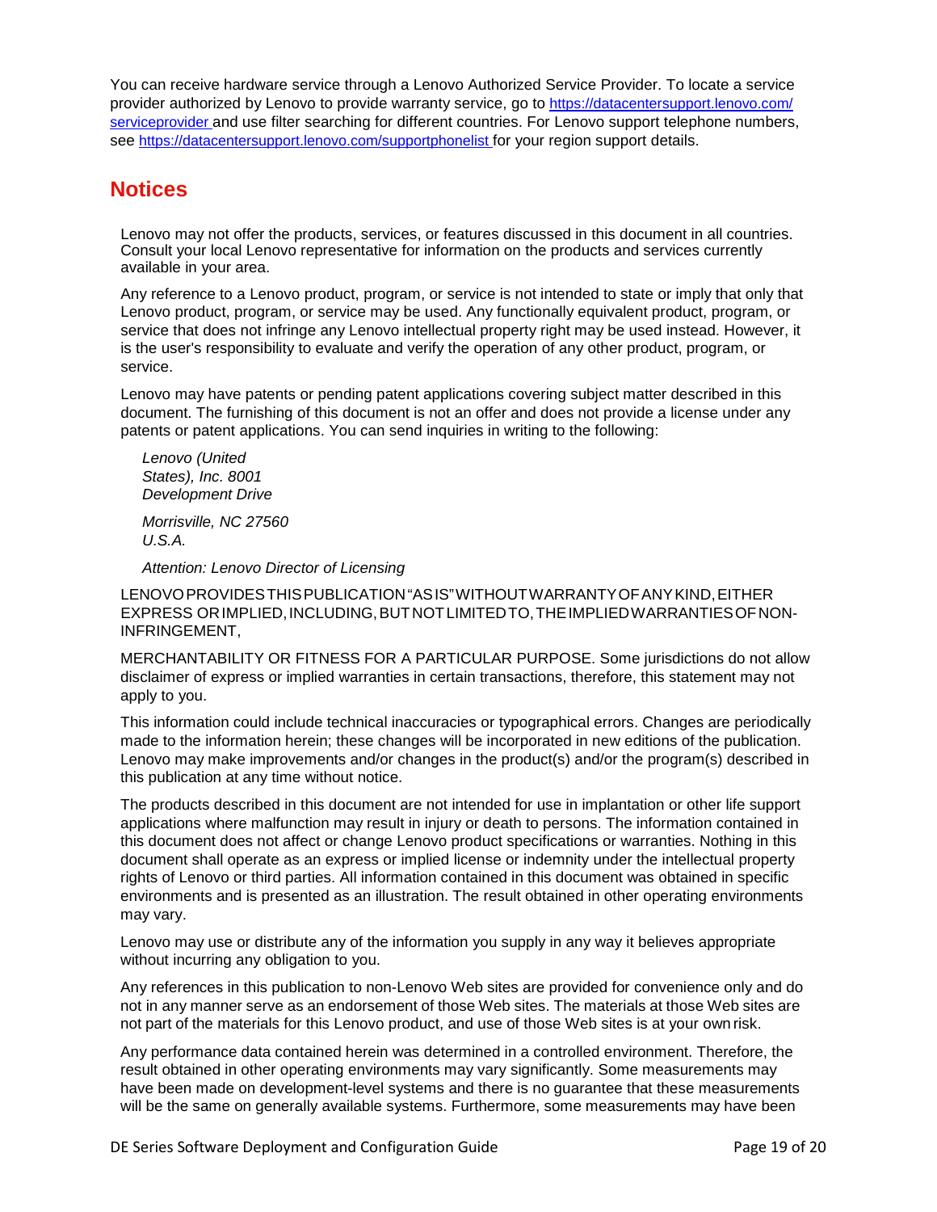You can receive hardware service through a Lenovo Authorized Service Provider. To locate a service provider authorized by Lenovo to provide warranty service, go to https://datacentersupport.lenovo.com/serviceprovider and use filter searching for different countries. For Lenovo support telephone numbers, see https://datacentersupport.lenovo.com/supportphonelist for your region support details.

# Notices

Lenovo may not offer the products, services, or features discussed in this document in all countries. Consult your local Lenovo representative for information on the products and services currently available in your area.

Any reference to a Lenovo product, program, or service is not intended to state or imply that only that Lenovo product, program, or service may be used. Any functionally equivalent product, program, or service that does not infringe any Lenovo intellectual property right may be used instead. However, it is the user's responsibility to evaluate and verify the operation of any other product, program, or service.

Lenovo may have patents or pending patent applications covering subject matter described in this document. The furnishing of this document is not an offer and does not provide a license under any patents or patent applications. You can send inquiries in writing to the following:

*Lenovo (United States), Inc. 8001 Development Drive*

*Morrisville, NC 27560 U.S.A.*

*Attention: Lenovo Director of Licensing*

LENOVO PROVIDES THIS PUBLICATION "AS IS" WITHOUT WARRANTY OF ANY KIND, EITHER EXPRESS OR IMPLIED, INCLUDING, BUT NOT LIMITED TO, THE IMPLIED WARRANTIES OF NON-INFRINGEMENT,

MERCHANTABILITY OR FITNESS FOR A PARTICULAR PURPOSE. Some jurisdictions do not allow disclaimer of express or implied warranties in certain transactions, therefore, this statement may not apply to you.

This information could include technical inaccuracies or typographical errors. Changes are periodically made to the information herein; these changes will be incorporated in new editions of the publication. Lenovo may make improvements and/or changes in the product(s) and/or the program(s) described in this publication at any time without notice.

The products described in this document are not intended for use in implantation or other life support applications where malfunction may result in injury or death to persons. The information contained in this document does not affect or change Lenovo product specifications or warranties. Nothing in this document shall operate as an express or implied license or indemnity under the intellectual property rights of Lenovo or third parties. All information contained in this document was obtained in specific environments and is presented as an illustration. The result obtained in other operating environments may vary.

Lenovo may use or distribute any of the information you supply in any way it believes appropriate without incurring any obligation to you.

Any references in this publication to non-Lenovo Web sites are provided for convenience only and do not in any manner serve as an endorsement of those Web sites. The materials at those Web sites are not part of the materials for this Lenovo product, and use of those Web sites is at your own risk.

Any performance data contained herein was determined in a controlled environment. Therefore, the result obtained in other operating environments may vary significantly. Some measurements may have been made on development-level systems and there is no guarantee that these measurements will be the same on generally available systems. Furthermore, some measurements may have been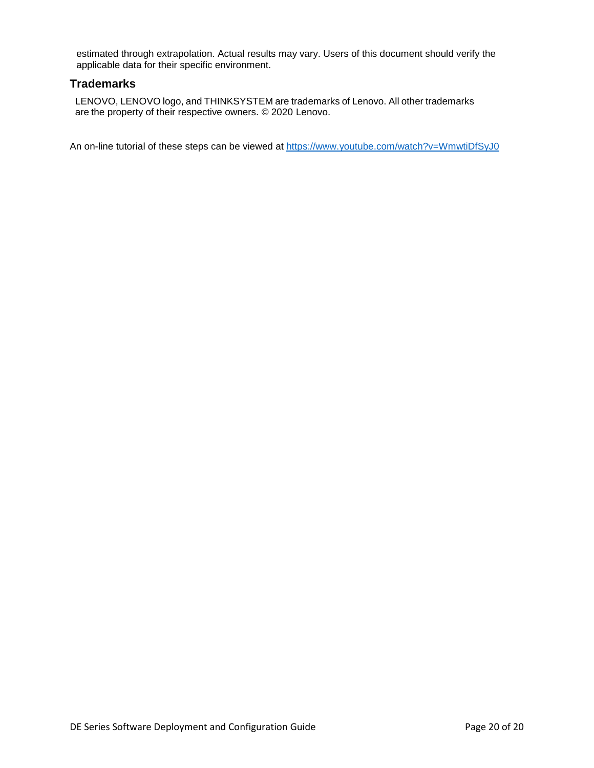estimated through extrapolation. Actual results may vary. Users of this document should verify the applicable data for their specific environment.

## Trademarks

LENOVO, LENOVO logo, and THINKSYSTEM are trademarks of Lenovo. All other trademarks are the property of their respective owners. © 2020 Lenovo.

An on-line tutorial of these steps can be viewed at https://www.youtube.com/watch?v=WmwtiDfSyJ0